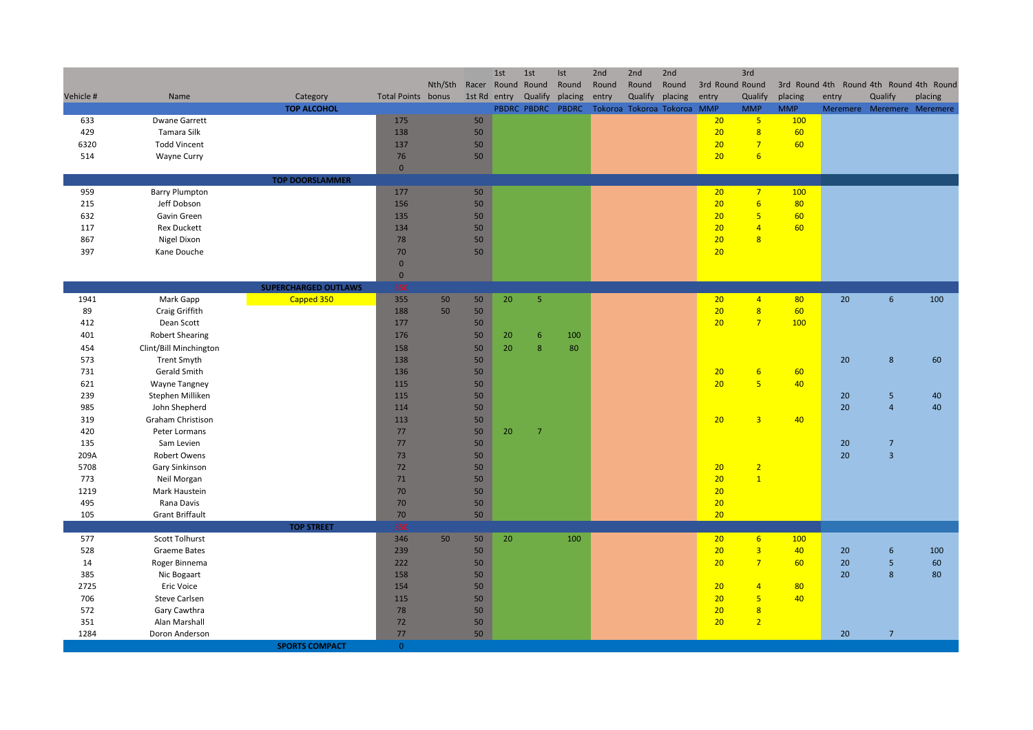| Vehicle # | Name | Category | Total Points | Nth/Sth bonus | Racer 1st Rd | 1st Round entry | 1st Round Qualify | Ist Round placing | 2nd Round entry | 2nd Round Qualify | 2nd Round placing | 3rd Round entry | 3rd Round Qualify | 3rd Round placing | 4th Round entry | 4th Round Qualify | 4th Round placing |
|---|---|---|---|---|---|---|---|---|---|---|---|---|---|---|---|---|---|
| | | **TOP ALCOHOL** | | | | PBDRC | PBDRC | PBDRC | Tokoroa | Tokoroa | Tokoroa | MMP | MMP | MMP | Meremere | Meremere | Meremere |
| 633 | Dwane Garrett | | 175 | | 50 | | | | | | | 20 | 5 | 100 | | | |
| 429 | Tamara Silk | | 138 | | 50 | | | | | | | 20 | 8 | 60 | | | |
| 6320 | Todd Vincent | | 137 | | 50 | | | | | | | 20 | 7 | 60 | | | |
| 514 | Wayne Curry | | 76 | | 50 | | | | | | | 20 | 6 | | | | |
| | | | 0 | | | | | | | | | | | | | | |
| | | **TOP DOORSLAMMER** | | | | | | | | | | | | | | | |
| 959 | Barry Plumpton | | 177 | | 50 | | | | | | | 20 | 7 | 100 | | | |
| 215 | Jeff Dobson | | 156 | | 50 | | | | | | | 20 | 6 | 80 | | | |
| 632 | Gavin Green | | 135 | | 50 | | | | | | | 20 | 5 | 60 | | | |
| 117 | Rex Duckett | | 134 | | 50 | | | | | | | 20 | 4 | 60 | | | |
| 867 | Nigel Dixon | | 78 | | 50 | | | | | | | 20 | 8 | | | | |
| 397 | Kane Douche | | 70 | | 50 | | | | | | | 20 | | | | | |
| | | | 0 | | | | | | | | | | | | | | |
| | | | 0 | | | | | | | | | | | | | | |
| | | **SUPERCHARGED OUTLAWS** | ?? | | | | | | | | | | | | | | |
| 1941 | Mark Gapp | Capped 350 | 355 | 50 | 50 | 20 | 5 | | | | | 20 | 4 | 80 | 20 | 6 | 100 |
| 89 | Craig Griffith | | 188 | 50 | 50 | | | | | | | 20 | 8 | 60 | | | |
| 412 | Dean Scott | | 177 | | 50 | | | | | | | 20 | 7 | 100 | | | |
| 401 | Robert Shearing | | 176 | | 50 | 20 | 6 | 100 | | | | | | | | | |
| 454 | Clint/Bill Minchington | | 158 | | 50 | 20 | 8 | 80 | | | | | | | | | |
| 573 | Trent Smyth | | 138 | | 50 | | | | | | | | | | 20 | 8 | 60 |
| 731 | Gerald Smith | | 136 | | 50 | | | | | | | 20 | 6 | 60 | | | |
| 621 | Wayne Tangney | | 115 | | 50 | | | | | | | 20 | 5 | 40 | | | |
| 239 | Stephen Milliken | | 115 | | 50 | | | | | | | | | | 20 | 5 | 40 |
| 985 | John Shepherd | | 114 | | 50 | | | | | | | | | | 20 | 4 | 40 |
| 319 | Graham Christison | | 113 | | 50 | | | | | | | 20 | 3 | 40 | | | |
| 420 | Peter Lormans | | 77 | | 50 | 20 | 7 | | | | | | | | | | |
| 135 | Sam Levien | | 77 | | 50 | | | | | | | | | | 20 | 7 | |
| 209A | Robert Owens | | 73 | | 50 | | | | | | | | | | 20 | 3 | |
| 5708 | Gary Sinkinson | | 72 | | 50 | | | | | | | 20 | 2 | | | | |
| 773 | Neil Morgan | | 71 | | 50 | | | | | | | 20 | 1 | | | | |
| 1219 | Mark Haustein | | 70 | | 50 | | | | | | | 20 | | | | | |
| 495 | Rana Davis | | 70 | | 50 | | | | | | | 20 | | | | | |
| 105 | Grant Briffault | | 70 | | 50 | | | | | | | 20 | | | | | |
| | | **TOP STREET** | ?? | | | | | | | | | | | | | | |
| 577 | Scott Tolhurst | | 346 | 50 | 50 | 20 | | 100 | | | | 20 | 6 | 100 | | | |
| 528 | Graeme Bates | | 239 | | 50 | | | | | | | 20 | 3 | 40 | 20 | 6 | 100 |
| 14 | Roger Binnema | | 222 | | 50 | | | | | | | 20 | 7 | 60 | 20 | 5 | 60 |
| 385 | Nic Bogaart | | 158 | | 50 | | | | | | | | | | 20 | 8 | 80 |
| 2725 | Eric Voice | | 154 | | 50 | | | | | | | 20 | 4 | 80 | | | |
| 706 | Steve Carlsen | | 115 | | 50 | | | | | | | 20 | 5 | 40 | | | |
| 572 | Gary Cawthra | | 78 | | 50 | | | | | | | 20 | 8 | | | | |
| 351 | Alan Marshall | | 72 | | 50 | | | | | | | 20 | 2 | | | | |
| 1284 | Doron Anderson | | 77 | | 50 | | | | | | | | | | 20 | 7 | |
| | | **SPORTS COMPACT** | 0 | | | | | | | | | | | | | | |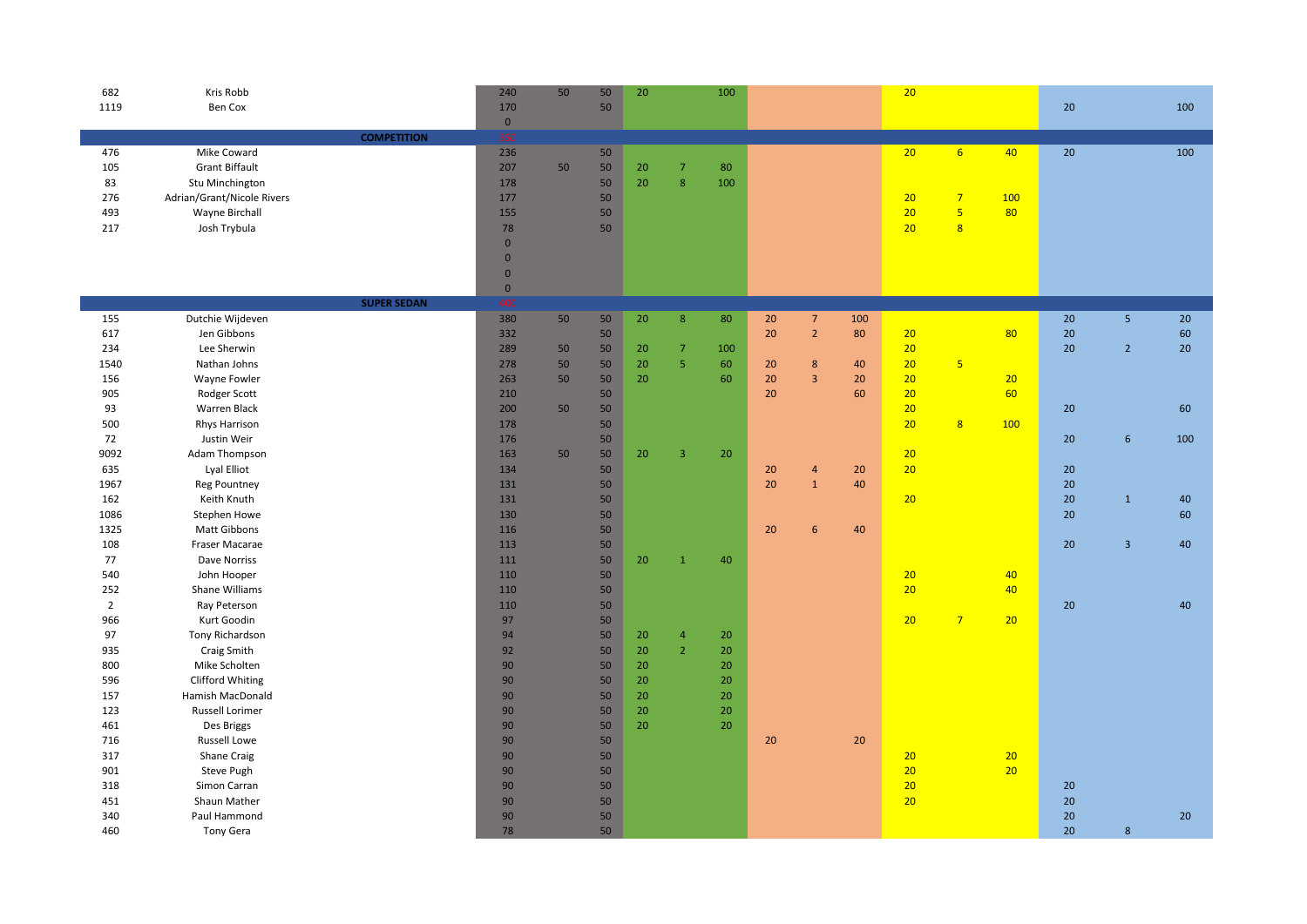| | | | | | | | | | | | | | | | | |
|---|---|---|---|---|---|---|---|---|---|---|---|---|---|---|---|---|
| 682 | Kris Robb | 240 | 50 | 50 | 20 | | 100 | | | | 20 | | | | | |
| 1119 | Ben Cox | 170 | | 50 | | | | | | | | | | 20 | | 100 |
| | | 0 | | | | | | | | | | | | | | |
| | **COMPETITION** | | | | | | | | | | | | | | | |
| 476 | Mike Coward | 236 | | 50 | | | | | | | 20 | 6 | 40 | 20 | | 100 |
| 105 | Grant Biffault | 207 | 50 | 50 | 20 | 7 | 80 | | | | | | | | | |
| 83 | Stu Minchington | 178 | | 50 | 20 | 8 | 100 | | | | | | | | | |
| 276 | Adrian/Grant/Nicole Rivers | 177 | | 50 | | | | | | | 20 | 7 | 100 | | | |
| 493 | Wayne Birchall | 155 | | 50 | | | | | | | 20 | 5 | 80 | | | |
| 217 | Josh Trybula | 78 | | 50 | | | | | | | 20 | 8 | | | | |
| | | 0 | | | | | | | | | | | | | | |
| | | 0 | | | | | | | | | | | | | | |
| | | 0 | | | | | | | | | | | | | | |
| | | 0 | | | | | | | | | | | | | | |
| | **SUPER SEDAN** | | | | | | | | | | | | | | | |
| 155 | Dutchie Wijdeven | 380 | 50 | 50 | 20 | 8 | 80 | 20 | 7 | 100 | | | | 20 | 5 | 20 |
| 617 | Jen Gibbons | 332 | | 50 | | | | 20 | 2 | 80 | 20 | | 80 | 20 | | 60 |
| 234 | Lee Sherwin | 289 | 50 | 50 | 20 | 7 | 100 | | | | 20 | | | 20 | 2 | 20 |
| 1540 | Nathan Johns | 278 | 50 | 50 | 20 | 5 | 60 | 20 | 8 | 40 | 20 | 5 | | | | |
| 156 | Wayne Fowler | 263 | 50 | 50 | 20 | | 60 | 20 | 3 | 20 | 20 | | 20 | | | |
| 905 | Rodger Scott | 210 | | 50 | | | | 20 | | 60 | 20 | | 60 | | | |
| 93 | Warren Black | 200 | 50 | 50 | | | | | | | 20 | | | 20 | | 60 |
| 500 | Rhys Harrison | 178 | | 50 | | | | | | | 20 | 8 | 100 | | | |
| 72 | Justin Weir | 176 | | 50 | | | | | | | | | | 20 | 6 | 100 |
| 9092 | Adam Thompson | 163 | 50 | 50 | 20 | 3 | 20 | | | | 20 | | | | | |
| 635 | Lyal Elliot | 134 | | 50 | | | | 20 | 4 | 20 | 20 | | | 20 | | |
| 1967 | Reg Pountney | 131 | | 50 | | | | 20 | 1 | 40 | | | | 20 | | |
| 162 | Keith Knuth | 131 | | 50 | | | | | | | 20 | | | 20 | 1 | 40 |
| 1086 | Stephen Howe | 130 | | 50 | | | | | | | | | | 20 | | 60 |
| 1325 | Matt Gibbons | 116 | | 50 | | | | 20 | 6 | 40 | | | | | | |
| 108 | Fraser Macarae | 113 | | 50 | | | | | | | | | | 20 | 3 | 40 |
| 77 | Dave Norriss | 111 | | 50 | 20 | 1 | 40 | | | | | | | | | |
| 540 | John Hooper | 110 | | 50 | | | | | | | 20 | | 40 | | | |
| 252 | Shane Williams | 110 | | 50 | | | | | | | 20 | | 40 | | | |
| 2 | Ray Peterson | 110 | | 50 | | | | | | | | | | 20 | | 40 |
| 966 | Kurt Goodin | 97 | | 50 | | | | | | | 20 | 7 | 20 | | | |
| 97 | Tony Richardson | 94 | | 50 | 20 | 4 | 20 | | | | | | | | | |
| 935 | Craig Smith | 92 | | 50 | 20 | 2 | 20 | | | | | | | | | |
| 800 | Mike Scholten | 90 | | 50 | 20 | | 20 | | | | | | | | | |
| 596 | Clifford Whiting | 90 | | 50 | 20 | | 20 | | | | | | | | | |
| 157 | Hamish MacDonald | 90 | | 50 | 20 | | 20 | | | | | | | | | |
| 123 | Russell Lorimer | 90 | | 50 | 20 | | 20 | | | | | | | | | |
| 461 | Des Briggs | 90 | | 50 | 20 | | 20 | | | | | | | | | |
| 716 | Russell Lowe | 90 | | 50 | | | | 20 | | 20 | | | | | | |
| 317 | Shane Craig | 90 | | 50 | | | | | | | 20 | | 20 | | | |
| 901 | Steve Pugh | 90 | | 50 | | | | | | | 20 | | 20 | | | |
| 318 | Simon Carran | 90 | | 50 | | | | | | | 20 | | | 20 | | |
| 451 | Shaun Mather | 90 | | 50 | | | | | | | 20 | | | 20 | | |
| 340 | Paul Hammond | 90 | | 50 | | | | | | | | | | 20 | | 20 |
| 460 | Tony Gera | 78 | | 50 | | | | | | | | | | 20 | 8 | |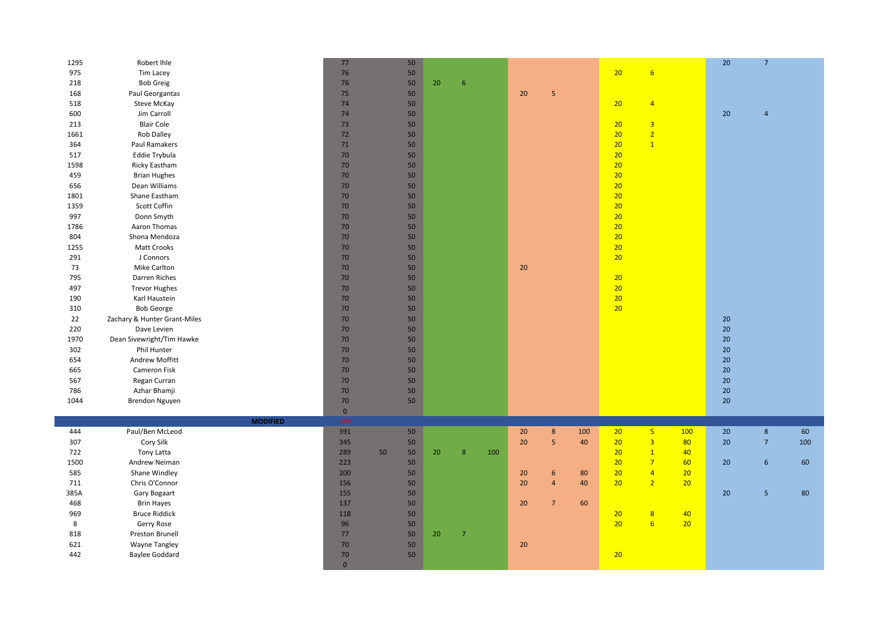| | | | | | | | | | | | | | | | | |
|---|---|---|---|---|---|---|---|---|---|---|---|---|---|---|---|---|
| 1295 | Robert Ihle | 77 | | 50 | | | | | | | | | | 20 | 7 | |
| 975 | Tim Lacey | 76 | | 50 | | | | | | | 20 | 6 | | | | |
| 218 | Bob Greig | 76 | | 50 | 20 | 6 | | | | | | | | | | |
| 168 | Paul Georgantas | 75 | | 50 | | | | 20 | 5 | | | | | | | |
| 518 | Steve McKay | 74 | | 50 | | | | | | | 20 | 4 | | | | |
| 600 | Jim Carroll | 74 | | 50 | | | | | | | | | | 20 | 4 | |
| 213 | Blair Cole | 73 | | 50 | | | | | | | 20 | 3 | | | | |
| 1661 | Rob Dalley | 72 | | 50 | | | | | | | 20 | 2 | | | | |
| 364 | Paul Ramakers | 71 | | 50 | | | | | | | 20 | 1 | | | | |
| 517 | Eddie Trybula | 70 | | 50 | | | | | | | 20 | | | | | |
| 1598 | Ricky Eastham | 70 | | 50 | | | | | | | 20 | | | | | |
| 459 | Brian Hughes | 70 | | 50 | | | | | | | 20 | | | | | |
| 656 | Dean Williams | 70 | | 50 | | | | | | | 20 | | | | | |
| 1801 | Shane Eastham | 70 | | 50 | | | | | | | 20 | | | | | |
| 1359 | Scott Coffin | 70 | | 50 | | | | | | | 20 | | | | | |
| 997 | Donn Smyth | 70 | | 50 | | | | | | | 20 | | | | | |
| 1786 | Aaron Thomas | 70 | | 50 | | | | | | | 20 | | | | | |
| 804 | Shona Mendoza | 70 | | 50 | | | | | | | 20 | | | | | |
| 1255 | Matt Crooks | 70 | | 50 | | | | | | | 20 | | | | | |
| 291 | J Connors | 70 | | 50 | | | | | | | 20 | | | | | |
| 73 | Mike Carlton | 70 | | 50 | | | | 20 | | | | | | | | |
| 795 | Darren Riches | 70 | | 50 | | | | | | | 20 | | | | | |
| 497 | Trevor Hughes | 70 | | 50 | | | | | | | 20 | | | | | |
| 190 | Karl Haustein | 70 | | 50 | | | | | | | 20 | | | | | |
| 310 | Bob George | 70 | | 50 | | | | | | | 20 | | | | | |
| 22 | Zachary & Hunter Grant-Miles | 70 | | 50 | | | | | | | | | | 20 | | |
| 220 | Dave Levien | 70 | | 50 | | | | | | | | | | 20 | | |
| 1970 | Dean Sivewright/Tim Hawke | 70 | | 50 | | | | | | | | | | 20 | | |
| 302 | Phil Hunter | 70 | | 50 | | | | | | | | | | 20 | | |
| 654 | Andrew Moffitt | 70 | | 50 | | | | | | | | | | 20 | | |
| 665 | Cameron Fisk | 70 | | 50 | | | | | | | | | | 20 | | |
| 567 | Regan Curran | 70 | | 50 | | | | | | | | | | 20 | | |
| 786 | Azhar Bhamji | 70 | | 50 | | | | | | | | | | 20 | | |
| 1044 | Brendon Nguyen | 70 | | 50 | | | | | | | | | | 20 | | |
| | | 0 | | | | | | | | | | | | | | |
| | **MODIFIED** | 10* | | | | | | | | | | | | | | |
| 444 | Paul/Ben McLeod | 391 | | 50 | | | | 20 | 8 | 100 | 20 | 5 | 100 | 20 | 8 | 60 |
| 307 | Cory Silk | 345 | | 50 | | | | 20 | 5 | 40 | 20 | 3 | 80 | 20 | 7 | 100 |
| 722 | Tony Latta | 289 | 50 | 50 | 20 | 8 | 100 | | | | 20 | 1 | 40 | | | |
| 1500 | Andrew Neiman | 223 | | 50 | | | | | | | 20 | 7 | 60 | 20 | 6 | 60 |
| 585 | Shane Windley | 200 | | 50 | | | | 20 | 6 | 80 | 20 | 4 | 20 | | | |
| 711 | Chris O'Connor | 156 | | 50 | | | | 20 | 4 | 40 | 20 | 2 | 20 | | | |
| 385A | Gary Bogaart | 155 | | 50 | | | | | | | | | | 20 | 5 | 80 |
| 468 | Brin Hayes | 137 | | 50 | | | | 20 | 7 | 60 | | | | | | |
| 969 | Bruce Riddick | 118 | | 50 | | | | | | | 20 | 8 | 40 | | | |
| 8 | Gerry Rose | 96 | | 50 | | | | | | | 20 | 6 | 20 | | | |
| 818 | Preston Brunell | 77 | | 50 | 20 | 7 | | | | | | | | | | |
| 621 | Wayne Tangley | 70 | | 50 | | | | 20 | | | | | | | | |
| 442 | Baylee Goddard | 70 | | 50 | | | | | | | 20 | | | | | |
| | | 0 | | | | | | | | | | | | | | |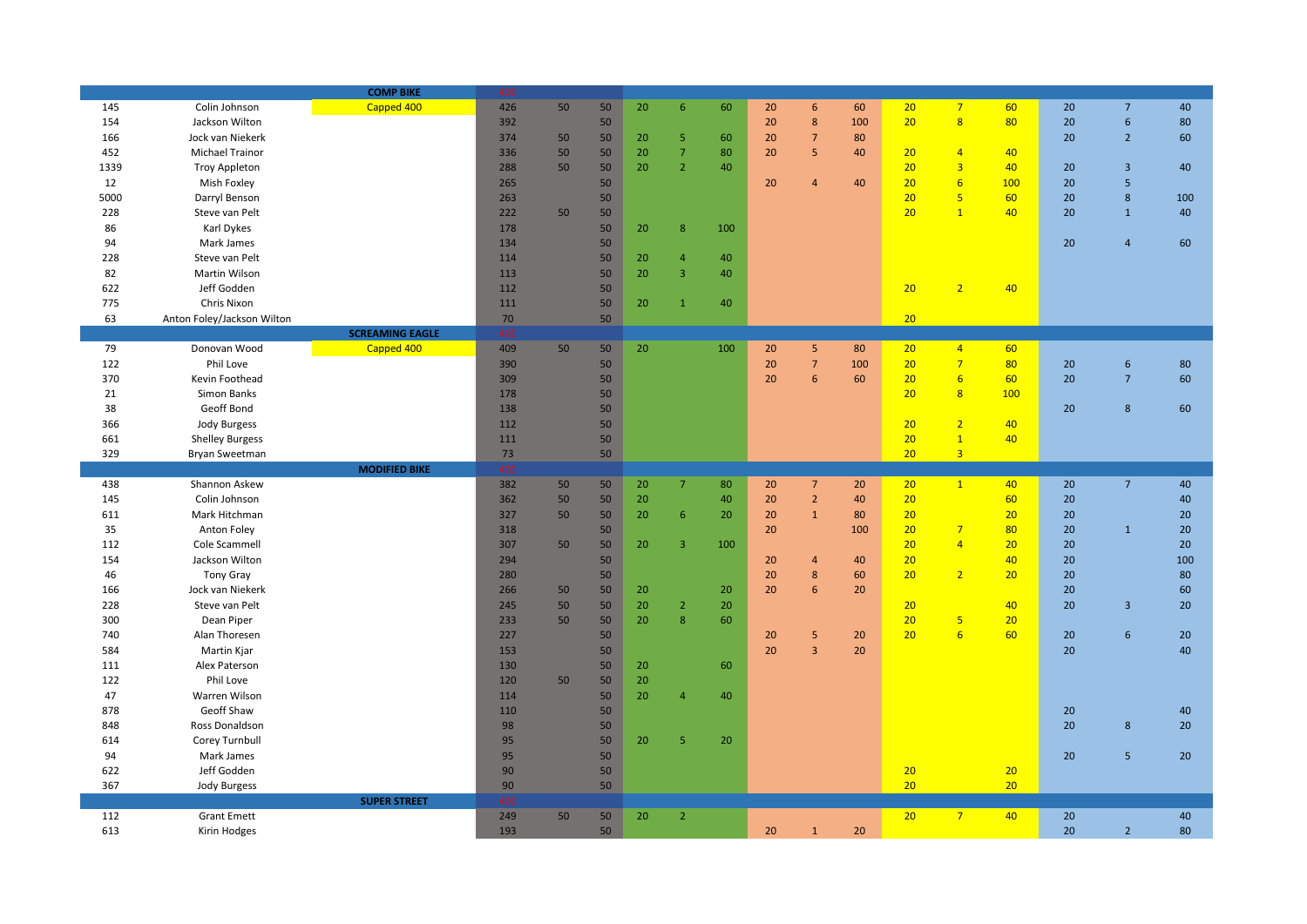| | | COMP BIKE | 10* | | | | | | | | | | | | | | |
|---|---|---|---|---|---|---|---|---|---|---|---|---|---|---|---|---|---|
| 145 | Colin Johnson | Capped 400 | 426 | 50 | 50 | 20 | 6 | 60 | 20 | 6 | 60 | 20 | 7 | 60 | 20 | 7 | 40 |
| 154 | Jackson Wilton | | 392 | | 50 | | | | 20 | 8 | 100 | 20 | 8 | 80 | 20 | 6 | 80 |
| 166 | Jock van Niekerk | | 374 | 50 | 50 | 20 | 5 | 60 | 20 | 7 | 80 | | | | 20 | 2 | 60 |
| 452 | Michael Trainor | | 336 | 50 | 50 | 20 | 7 | 80 | 20 | 5 | 40 | 20 | 4 | 40 | | | |
| 1339 | Troy Appleton | | 288 | 50 | 50 | 20 | 2 | 40 | | | | 20 | 3 | 40 | 20 | 3 | 40 |
| 12 | Mish Foxley | | 265 | | 50 | | | | 20 | 4 | 40 | 20 | 6 | 100 | 20 | 5 | |
| 5000 | Darryl Benson | | 263 | | 50 | | | | | | | 20 | 5 | 60 | 20 | 8 | 100 |
| 228 | Steve van Pelt | | 222 | 50 | 50 | | | | | | | 20 | 1 | 40 | 20 | 1 | 40 |
| 86 | Karl Dykes | | 178 | | 50 | 20 | 8 | 100 | | | | | | | | | |
| 94 | Mark James | | 134 | | 50 | | | | | | | | | | 20 | 4 | 60 |
| 228 | Steve van Pelt | | 114 | | 50 | 20 | 4 | 40 | | | | | | | | | |
| 82 | Martin Wilson | | 113 | | 50 | 20 | 3 | 40 | | | | | | | | | |
| 622 | Jeff Godden | | 112 | | 50 | | | | | | | 20 | 2 | 40 | | | |
| 775 | Chris Nixon | | 111 | | 50 | 20 | 1 | 40 | | | | | | | | | |
| 63 | Anton Foley/Jackson Wilton | | 70 | | 50 | | | | | | | 20 | | | | | |
| | | SCREAMING EAGLE | 6* | | | | | | | | | | | | | | |
| 79 | Donovan Wood | Capped 400 | 409 | 50 | 50 | 20 | | 100 | 20 | 5 | 80 | 20 | 4 | 60 | | | |
| 122 | Phil Love | | 390 | | 50 | | | | 20 | 7 | 100 | 20 | 7 | 80 | 20 | 6 | 80 |
| 370 | Kevin Foothead | | 309 | | 50 | | | | 20 | 6 | 60 | 20 | 6 | 60 | 20 | 7 | 60 |
| 21 | Simon Banks | | 178 | | 50 | | | | | | | 20 | 8 | 100 | | | |
| 38 | Geoff Bond | | 138 | | 50 | | | | | | | | | | 20 | 8 | 60 |
| 366 | Jody Burgess | | 112 | | 50 | | | | | | | 20 | 2 | 40 | | | |
| 661 | Shelley Burgess | | 111 | | 50 | | | | | | | 20 | 1 | 40 | | | |
| 329 | Bryan Sweetman | | 73 | | 50 | | | | | | | 20 | 3 | | | | |
| | | MODIFIED BIKE | 6* | | | | | | | | | | | | | | |
| 438 | Shannon Askew | | 382 | 50 | 50 | 20 | 7 | 80 | 20 | 7 | 20 | 20 | 1 | 40 | 20 | 7 | 40 |
| 145 | Colin Johnson | | 362 | 50 | 50 | 20 | | 40 | 20 | 2 | 40 | 20 | | 60 | 20 | | 40 |
| 611 | Mark Hitchman | | 327 | 50 | 50 | 20 | 6 | 20 | 20 | 1 | 80 | 20 | | 20 | 20 | | 20 |
| 35 | Anton Foley | | 318 | | 50 | | | | 20 | | 100 | 20 | 7 | 80 | 20 | 1 | 20 |
| 112 | Cole Scammell | | 307 | 50 | 50 | 20 | 3 | 100 | | | | 20 | 4 | 20 | 20 | | 20 |
| 154 | Jackson Wilton | | 294 | | 50 | | | | 20 | 4 | 40 | 20 | | 40 | 20 | | 100 |
| 46 | Tony Gray | | 280 | | 50 | | | | 20 | 8 | 60 | 20 | 2 | 20 | 20 | | 80 |
| 166 | Jock van Niekerk | | 266 | 50 | 50 | 20 | | 20 | 20 | 6 | 20 | | | | 20 | | 60 |
| 228 | Steve van Pelt | | 245 | 50 | 50 | 20 | 2 | 20 | | | | 20 | | 40 | 20 | 3 | 20 |
| 300 | Dean Piper | | 233 | 50 | 50 | 20 | 8 | 60 | | | | 20 | 5 | 20 | | | |
| 740 | Alan Thoresen | | 227 | | 50 | | | | 20 | 5 | 20 | 20 | 6 | 60 | 20 | 6 | 20 |
| 584 | Martin Kjar | | 153 | | 50 | | | | 20 | 3 | 20 | | | | 20 | | 40 |
| 111 | Alex Paterson | | 130 | | 50 | 20 | | 60 | | | | | | | | | |
| 122 | Phil Love | | 120 | 50 | 50 | 20 | | | | | | | | | | | |
| 47 | Warren Wilson | | 114 | | 50 | 20 | 4 | 40 | | | | | | | | | |
| 878 | Geoff Shaw | | 110 | | 50 | | | | | | | | | | 20 | | 40 |
| 848 | Ross Donaldson | | 98 | | 50 | | | | | | | | | | 20 | 8 | 20 |
| 614 | Corey Turnbull | | 95 | | 50 | 20 | 5 | 20 | | | | | | | | | |
| 94 | Mark James | | 95 | | 50 | | | | | | | | | | 20 | 5 | 20 |
| 622 | Jeff Godden | | 90 | | 50 | | | | | | | 20 | | 20 | | | |
| 367 | Jody Burgess | | 90 | | 50 | | | | | | | 20 | | 20 | | | |
| | | SUPER STREET | 10* | | | | | | | | | | | | | | |
| 112 | Grant Emett | | 249 | 50 | 50 | 20 | 2 | | | | | 20 | 7 | 40 | 20 | | 40 |
| 613 | Kirin Hodges | | 193 | | 50 | | | | 20 | 1 | 20 | | | | 20 | 2 | 80 |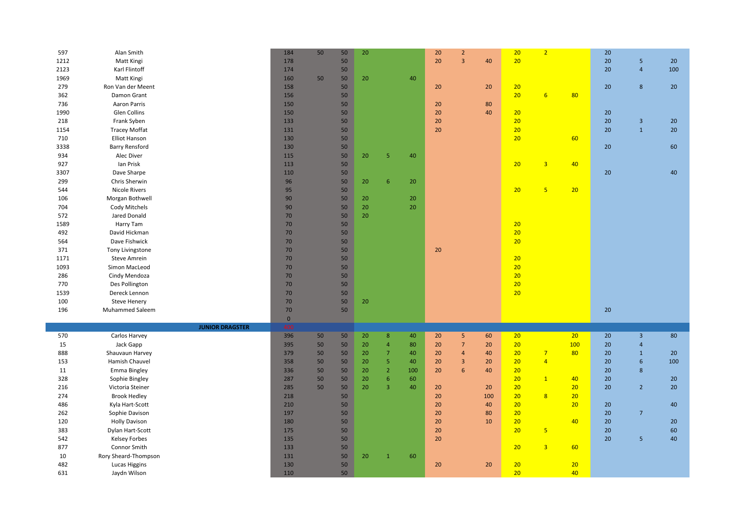| | | | | | | | | | | | | | | | | |
|---|---|---|---|---|---|---|---|---|---|---|---|---|---|---|---|---|
| 597 | Alan Smith | 184 | 50 | 50 | 20 | | | 20 | 2 | | 20 | 2 | | 20 | | |
| 1212 | Matt Kingi | 178 | | 50 | | | | 20 | 3 | 40 | 20 | | | 20 | 5 | 20 |
| 2123 | Karl Flintoff | 174 | | 50 | | | | | | | | | | 20 | 4 | 100 |
| 1969 | Matt Kingi | 160 | 50 | 50 | 20 | | 40 | | | | | | | | | |
| 279 | Ron Van der Meent | 158 | | 50 | | | | 20 | | 20 | 20 | | | 20 | 8 | 20 |
| 362 | Damon Grant | 156 | | 50 | | | | | | | 20 | 6 | 80 | | | |
| 736 | Aaron Parris | 150 | | 50 | | | | 20 | | 80 | | | | | | |
| 1990 | Glen Collins | 150 | | 50 | | | | 20 | | 40 | 20 | | | 20 | | |
| 218 | Frank Syben | 133 | | 50 | | | | 20 | | | 20 | | | 20 | 3 | 20 |
| 1154 | Tracey Moffat | 131 | | 50 | | | | 20 | | | 20 | | | 20 | 1 | 20 |
| 710 | Elliot Hanson | 130 | | 50 | | | | | | | 20 | | 60 | | | |
| 3338 | Barry Rensford | 130 | | 50 | | | | | | | | | | 20 | | 60 |
| 934 | Alec Diver | 115 | | 50 | 20 | 5 | 40 | | | | | | | | | |
| 927 | Ian Prisk | 113 | | 50 | | | | | | | 20 | 3 | 40 | | | |
| 3307 | Dave Sharpe | 110 | | 50 | | | | | | | | | | 20 | | 40 |
| 299 | Chris Sherwin | 96 | | 50 | 20 | 6 | 20 | | | | | | | | | |
| 544 | Nicole Rivers | 95 | | 50 | | | | | | | 20 | 5 | 20 | | | |
| 106 | Morgan Bothwell | 90 | | 50 | 20 | | 20 | | | | | | | | | |
| 704 | Cody Mitchels | 90 | | 50 | 20 | | 20 | | | | | | | | | |
| 572 | Jared Donald | 70 | | 50 | 20 | | | | | | | | | | | |
| 1589 | Harry Tam | 70 | | 50 | | | | | | | 20 | | | | | |
| 492 | David Hickman | 70 | | 50 | | | | | | | 20 | | | | | |
| 564 | Dave Fishwick | 70 | | 50 | | | | | | | 20 | | | | | |
| 371 | Tony Livingstone | 70 | | 50 | | | | 20 | | | | | | | | |
| 1171 | Steve Amrein | 70 | | 50 | | | | | | | 20 | | | | | |
| 1093 | Simon MacLeod | 70 | | 50 | | | | | | | 20 | | | | | |
| 286 | Cindy Mendoza | 70 | | 50 | | | | | | | 20 | | | | | |
| 770 | Des Pollington | 70 | | 50 | | | | | | | 20 | | | | | |
| 1539 | Dereck Lennon | 70 | | 50 | | | | | | | 20 | | | | | |
| 100 | Steve Henery | 70 | | 50 | 20 | | | | | | | | | | | |
| 196 | Muhammed Saleem | 70 | | 50 | | | | | | | | | | 20 | | |
| | | 0 | | | | | | | | | | | | | | |
| | **JUNIOR DRAGSTER** | 10C | | | | | | | | | | | | | | |
| 570 | Carlos Harvey | 396 | 50 | 50 | 20 | 8 | 40 | 20 | 5 | 60 | 20 | | 20 | 20 | 3 | 80 |
| 15 | Jack Gapp | 395 | 50 | 50 | 20 | 4 | 80 | 20 | 7 | 20 | 20 | | 100 | 20 | 4 | |
| 888 | Shauvaun Harvey | 379 | 50 | 50 | 20 | 7 | 40 | 20 | 4 | 40 | 20 | 7 | 80 | 20 | 1 | 20 |
| 153 | Hamish Chauvel | 358 | 50 | 50 | 20 | 5 | 40 | 20 | 3 | 20 | 20 | 4 | | 20 | 6 | 100 |
| 11 | Emma Bingley | 336 | 50 | 50 | 20 | 2 | 100 | 20 | 6 | 40 | 20 | | | 20 | 8 | |
| 328 | Sophie Bingley | 287 | 50 | 50 | 20 | 6 | 60 | | | | 20 | 1 | 40 | 20 | | 20 |
| 216 | Victoria Steiner | 285 | 50 | 50 | 20 | 3 | 40 | 20 | | 20 | 20 | | 20 | 20 | 2 | 20 |
| 274 | Brook Hedley | 218 | | 50 | | | | 20 | | 100 | 20 | 8 | 20 | | | |
| 486 | Kyla Hart-Scott | 210 | | 50 | | | | 20 | | 40 | 20 | | 20 | 20 | | 40 |
| 262 | Sophie Davison | 197 | | 50 | | | | 20 | | 80 | 20 | | | 20 | 7 | |
| 120 | Holly Davison | 180 | | 50 | | | | 20 | | 10 | 20 | | 40 | 20 | | 20 |
| 383 | Dylan Hart-Scott | 175 | | 50 | | | | 20 | | | 20 | 5 | | 20 | | 60 |
| 542 | Kelsey Forbes | 135 | | 50 | | | | 20 | | | | | | 20 | 5 | 40 |
| 877 | Connor Smith | 133 | | 50 | | | | | | | 20 | 3 | 60 | | | |
| 10 | Rory Sheard-Thompson | 131 | | 50 | 20 | 1 | 60 | | | | | | | | | |
| 482 | Lucas Higgins | 130 | | 50 | | | | 20 | | 20 | 20 | | 20 | | | |
| 631 | Jaydn Wilson | 110 | | 50 | | | | | | | 20 | | 40 | | | |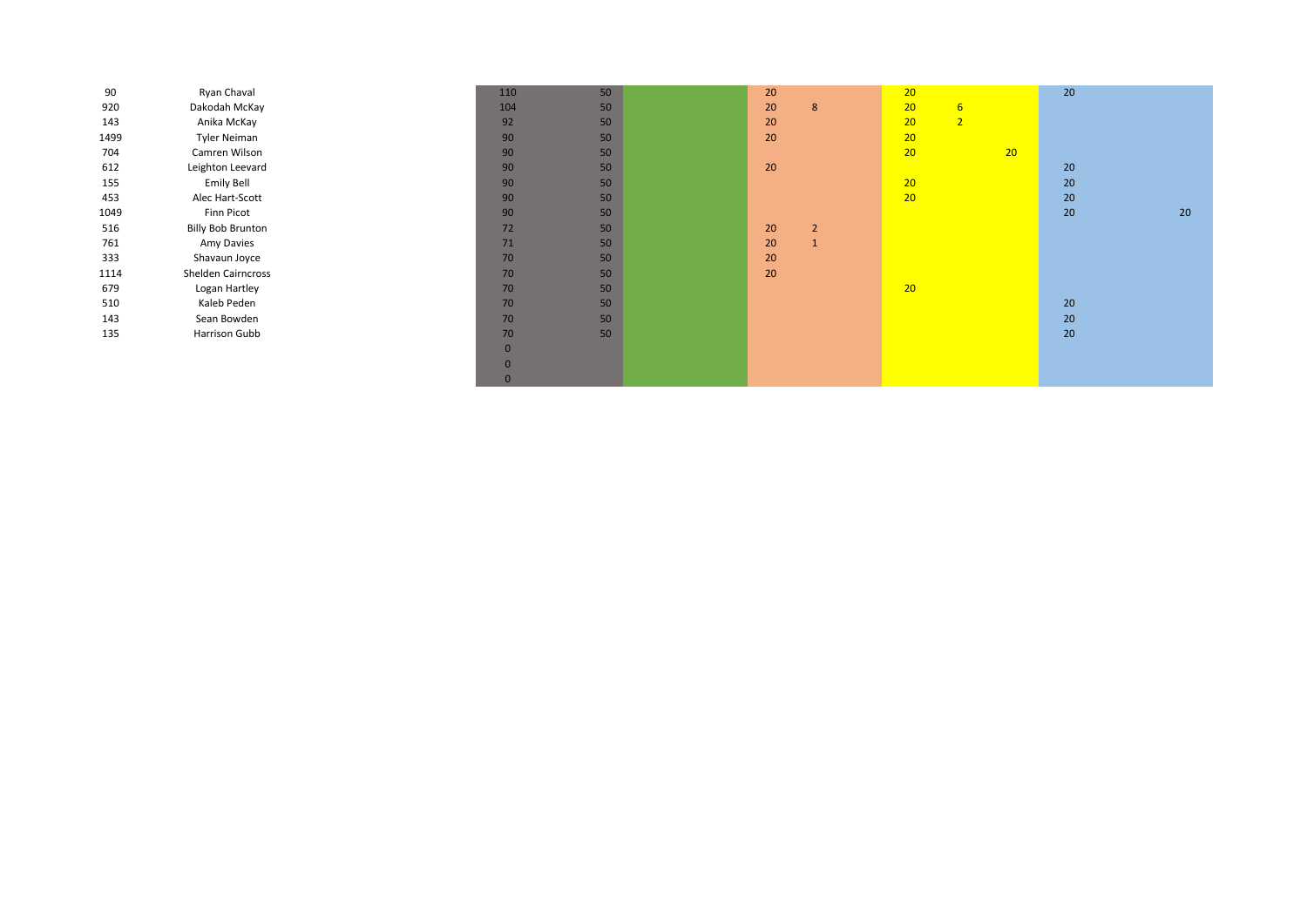| | | | | | | | | | | | |
|---|---|---|---|---|---|---|---|---|---|---|---|
| 90 | Ryan Chaval | 110 | 50 | | 20 | | 20 | | | 20 | |
| 920 | Dakodah McKay | 104 | 50 | | 20 | 8 | 20 | 6 | | | |
| 143 | Anika McKay | 92 | 50 | | 20 | | 20 | 2 | | | |
| 1499 | Tyler Neiman | 90 | 50 | | 20 | | 20 | | | | |
| 704 | Camren Wilson | 90 | 50 | | | | 20 | | 20 | | |
| 612 | Leighton Leevard | 90 | 50 | | 20 | | | | | 20 | |
| 155 | Emily Bell | 90 | 50 | | | | 20 | | | 20 | |
| 453 | Alec Hart-Scott | 90 | 50 | | | | 20 | | | 20 | |
| 1049 | Finn Picot | 90 | 50 | | | | | | | 20 | 20 |
| 516 | Billy Bob Brunton | 72 | 50 | | 20 | 2 | | | | | |
| 761 | Amy Davies | 71 | 50 | | 20 | 1 | | | | | |
| 333 | Shavaun Joyce | 70 | 50 | | 20 | | | | | | |
| 1114 | Shelden Cairncross | 70 | 50 | | 20 | | | | | | |
| 679 | Logan Hartley | 70 | 50 | | | | 20 | | | | |
| 510 | Kaleb Peden | 70 | 50 | | | | | | | 20 | |
| 143 | Sean Bowden | 70 | 50 | | | | | | | 20 | |
| 135 | Harrison Gubb | 70 | 50 | | | | | | | 20 | |
| | | 0 | | | | | | | | | |
| | | 0 | | | | | | | | | |
| | | 0 | | | | | | | | | |